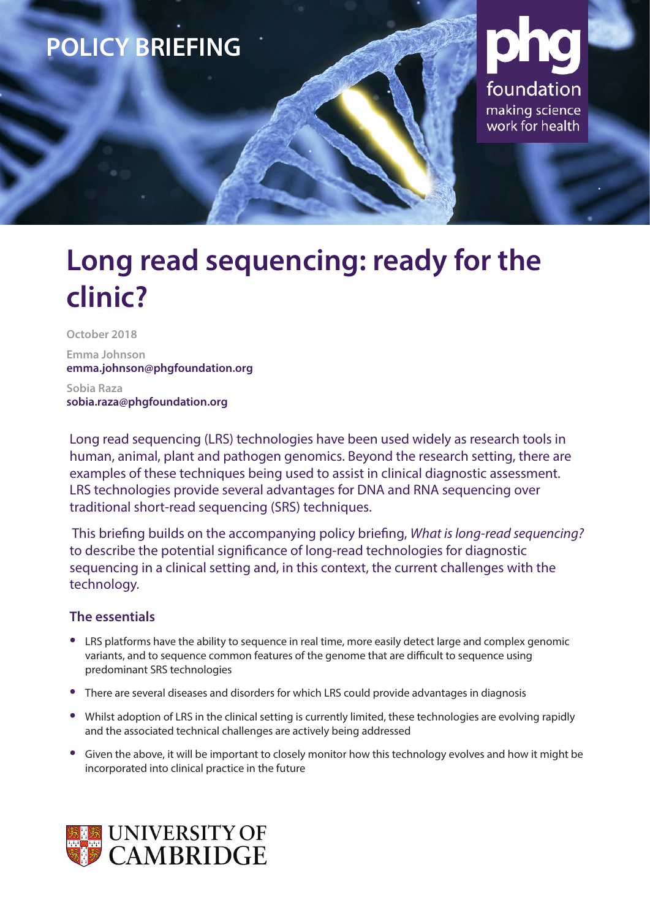POLICY BRIEFING

phg foundation
making science work for health

# Long read sequencing: ready for the clinic?

October 2018

Emma Johnson
**emma.johnson@phgfoundation.org**

Sobia Raza
**sobia.raza@phgfoundation.org**

Long read sequencing (LRS) technologies have been used widely as research tools in human, animal, plant and pathogen genomics. Beyond the research setting, there are examples of these techniques being used to assist in clinical diagnostic assessment. LRS technologies provide several advantages for DNA and RNA sequencing over traditional short-read sequencing (SRS) techniques.

This briefing builds on the accompanying policy briefing, *What is long-read sequencing?* to describe the potential significance of long-read technologies for diagnostic sequencing in a clinical setting and, in this context, the current challenges with the technology.

## The essentials

- LRS platforms have the ability to sequence in real time, more easily detect large and complex genomic variants, and to sequence common features of the genome that are difficult to sequence using predominant SRS technologies
- There are several diseases and disorders for which LRS could provide advantages in diagnosis
- Whilst adoption of LRS in the clinical setting is currently limited, these technologies are evolving rapidly and the associated technical challenges are actively being addressed
- Given the above, it will be important to closely monitor how this technology evolves and how it might be incorporated into clinical practice in the future

UNIVERSITY OF CAMBRIDGE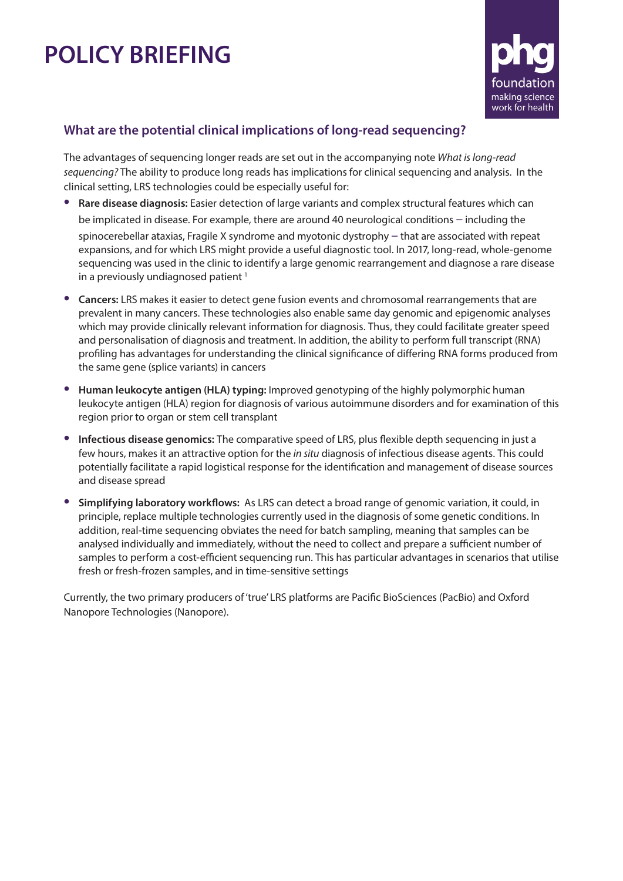# POLICY BRIEFING

## What are the potential clinical implications of long-read sequencing?

The advantages of sequencing longer reads are set out in the accompanying note *What is long-read sequencing?* The ability to produce long reads has implications for clinical sequencing and analysis. In the clinical setting, LRS technologies could be especially useful for:

- **Rare disease diagnosis:** Easier detection of large variants and complex structural features which can be implicated in disease. For example, there are around 40 neurological conditions – including the spinocerebellar ataxias, Fragile X syndrome and myotonic dystrophy – that are associated with repeat expansions, and for which LRS might provide a useful diagnostic tool. In 2017, long-read, whole-genome sequencing was used in the clinic to identify a large genomic rearrangement and diagnose a rare disease in a previously undiagnosed patient [1]
- **Cancers:** LRS makes it easier to detect gene fusion events and chromosomal rearrangements that are prevalent in many cancers. These technologies also enable same day genomic and epigenomic analyses which may provide clinically relevant information for diagnosis. Thus, they could facilitate greater speed and personalisation of diagnosis and treatment. In addition, the ability to perform full transcript (RNA) profiling has advantages for understanding the clinical significance of differing RNA forms produced from the same gene (splice variants) in cancers
- **Human leukocyte antigen (HLA) typing:** Improved genotyping of the highly polymorphic human leukocyte antigen (HLA) region for diagnosis of various autoimmune disorders and for examination of this region prior to organ or stem cell transplant
- **Infectious disease genomics:** The comparative speed of LRS, plus flexible depth sequencing in just a few hours, makes it an attractive option for the *in situ* diagnosis of infectious disease agents. This could potentially facilitate a rapid logistical response for the identification and management of disease sources and disease spread
- **Simplifying laboratory workflows:** As LRS can detect a broad range of genomic variation, it could, in principle, replace multiple technologies currently used in the diagnosis of some genetic conditions. In addition, real-time sequencing obviates the need for batch sampling, meaning that samples can be analysed individually and immediately, without the need to collect and prepare a sufficient number of samples to perform a cost-efficient sequencing run. This has particular advantages in scenarios that utilise fresh or fresh-frozen samples, and in time-sensitive settings

Currently, the two primary producers of 'true' LRS platforms are Pacific BioSciences (PacBio) and Oxford Nanopore Technologies (Nanopore).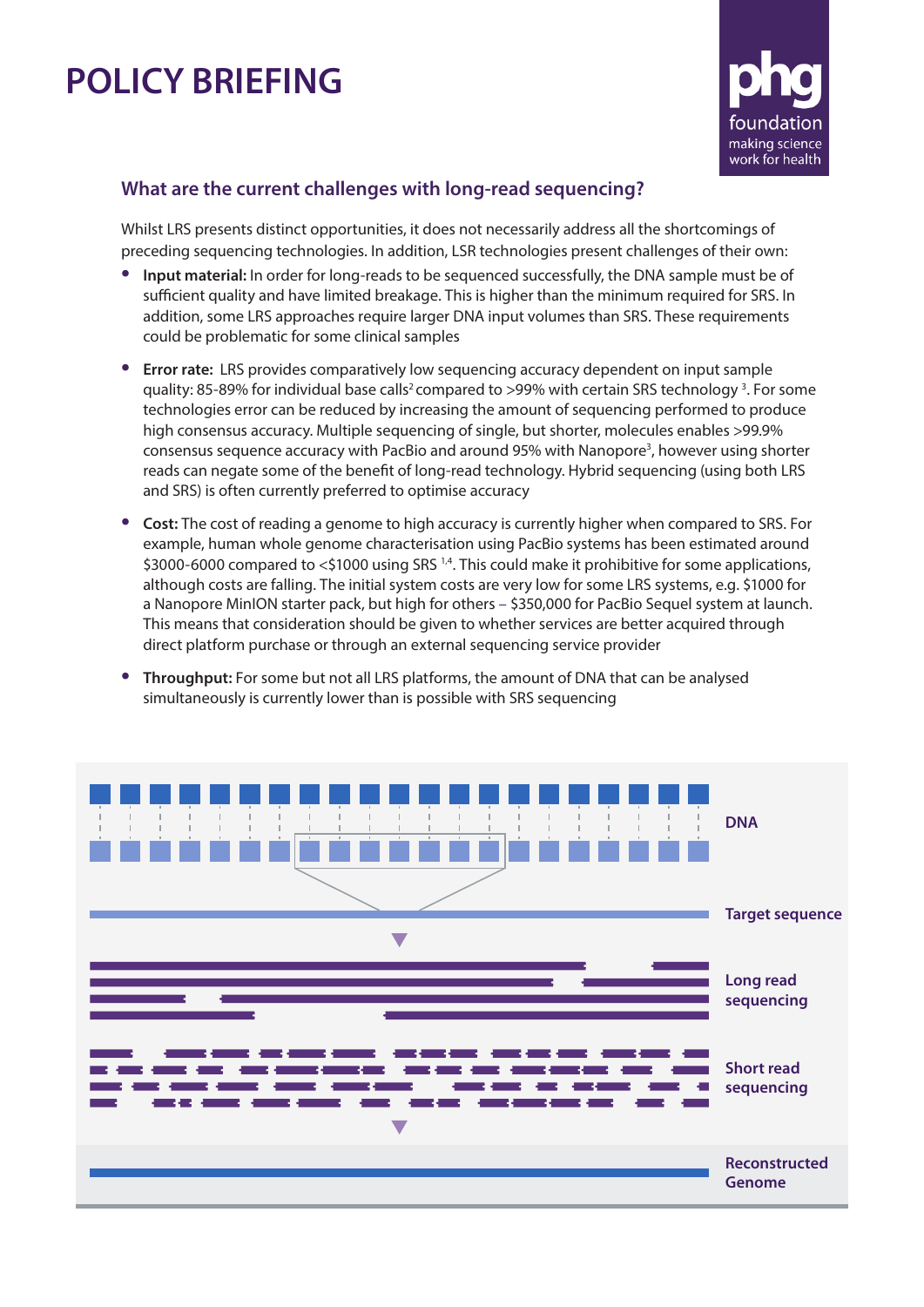# POLICY BRIEFING

## What are the current challenges with long-read sequencing?

Whilst LRS presents distinct opportunities, it does not necessarily address all the shortcomings of preceding sequencing technologies. In addition, LSR technologies present challenges of their own:

- **Input material:** In order for long-reads to be sequenced successfully, the DNA sample must be of sufficient quality and have limited breakage. This is higher than the minimum required for SRS. In addition, some LRS approaches require larger DNA input volumes than SRS. These requirements could be problematic for some clinical samples
- **Error rate:** LRS provides comparatively low sequencing accuracy dependent on input sample quality: 85-89% for individual base calls[2] compared to >99% with certain SRS technology [3]. For some technologies error can be reduced by increasing the amount of sequencing performed to produce high consensus accuracy. Multiple sequencing of single, but shorter, molecules enables >99.9% consensus sequence accuracy with PacBio and around 95% with Nanopore[3], however using shorter reads can negate some of the benefit of long-read technology. Hybrid sequencing (using both LRS and SRS) is often currently preferred to optimise accuracy
- **Cost:** The cost of reading a genome to high accuracy is currently higher when compared to SRS. For example, human whole genome characterisation using PacBio systems has been estimated around $3000-6000 compared to <$1000 using SRS [1,4]. This could make it prohibitive for some applications, although costs are falling. The initial system costs are very low for some LRS systems, e.g. $1000 for a Nanopore MinION starter pack, but high for others – $350,000 for PacBio Sequel system at launch. This means that consideration should be given to whether services are better acquired through direct platform purchase or through an external sequencing service provider
- **Throughput:** For some but not all LRS platforms, the amount of DNA that can be analysed simultaneously is currently lower than is possible with SRS sequencing

DNA

Target sequence

Long read sequencing

Short read sequencing

Reconstructed Genome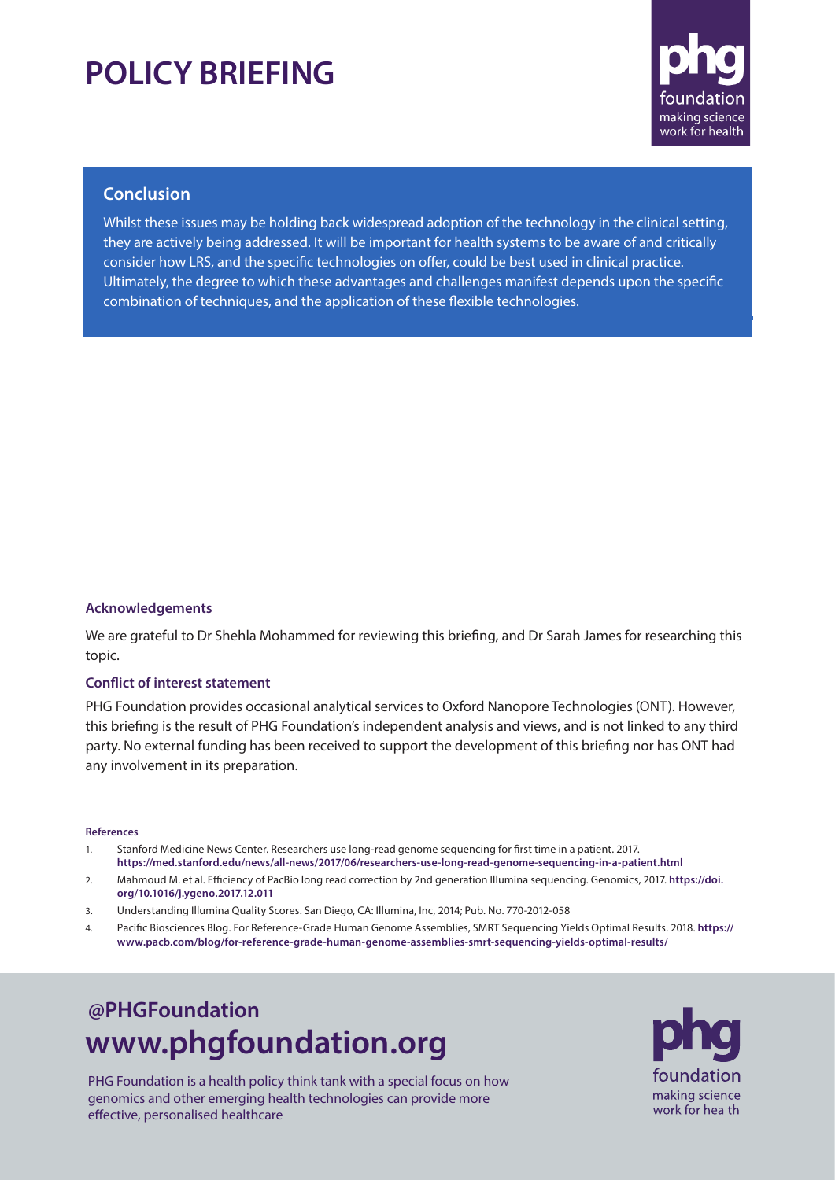# POLICY BRIEFING

## Conclusion

Whilst these issues may be holding back widespread adoption of the technology in the clinical setting, they are actively being addressed. It will be important for health systems to be aware of and critically consider how LRS, and the specific technologies on offer, could be best used in clinical practice. Ultimately, the degree to which these advantages and challenges manifest depends upon the specific combination of techniques, and the application of these flexible technologies.

### Acknowledgements

We are grateful to Dr Shehla Mohammed for reviewing this briefing, and Dr Sarah James for researching this topic.

### Conflict of interest statement

PHG Foundation provides occasional analytical services to Oxford Nanopore Technologies (ONT). However, this briefing is the result of PHG Foundation's independent analysis and views, and is not linked to any third party. No external funding has been received to support the development of this briefing nor has ONT had any involvement in its preparation.

#### References

1. Stanford Medicine News Center. Researchers use long-read genome sequencing for first time in a patient. 2017. **https://med.stanford.edu/news/all-news/2017/06/researchers-use-long-read-genome-sequencing-in-a-patient.html**
2. Mahmoud M. et al. Efficiency of PacBio long read correction by 2nd generation Illumina sequencing. Genomics, 2017. **https://doi.org/10.1016/j.ygeno.2017.12.011**
3. Understanding Illumina Quality Scores. San Diego, CA: Illumina, Inc, 2014; Pub. No. 770-2012-058
4. Pacific Biosciences Blog. For Reference-Grade Human Genome Assemblies, SMRT Sequencing Yields Optimal Results. 2018. **https://www.pacb.com/blog/for-reference-grade-human-genome-assemblies-smrt-sequencing-yields-optimal-results/**

**@PHGFoundation**

**www.phgfoundation.org**

PHG Foundation is a health policy think tank with a special focus on how genomics and other emerging health technologies can provide more effective, personalised healthcare